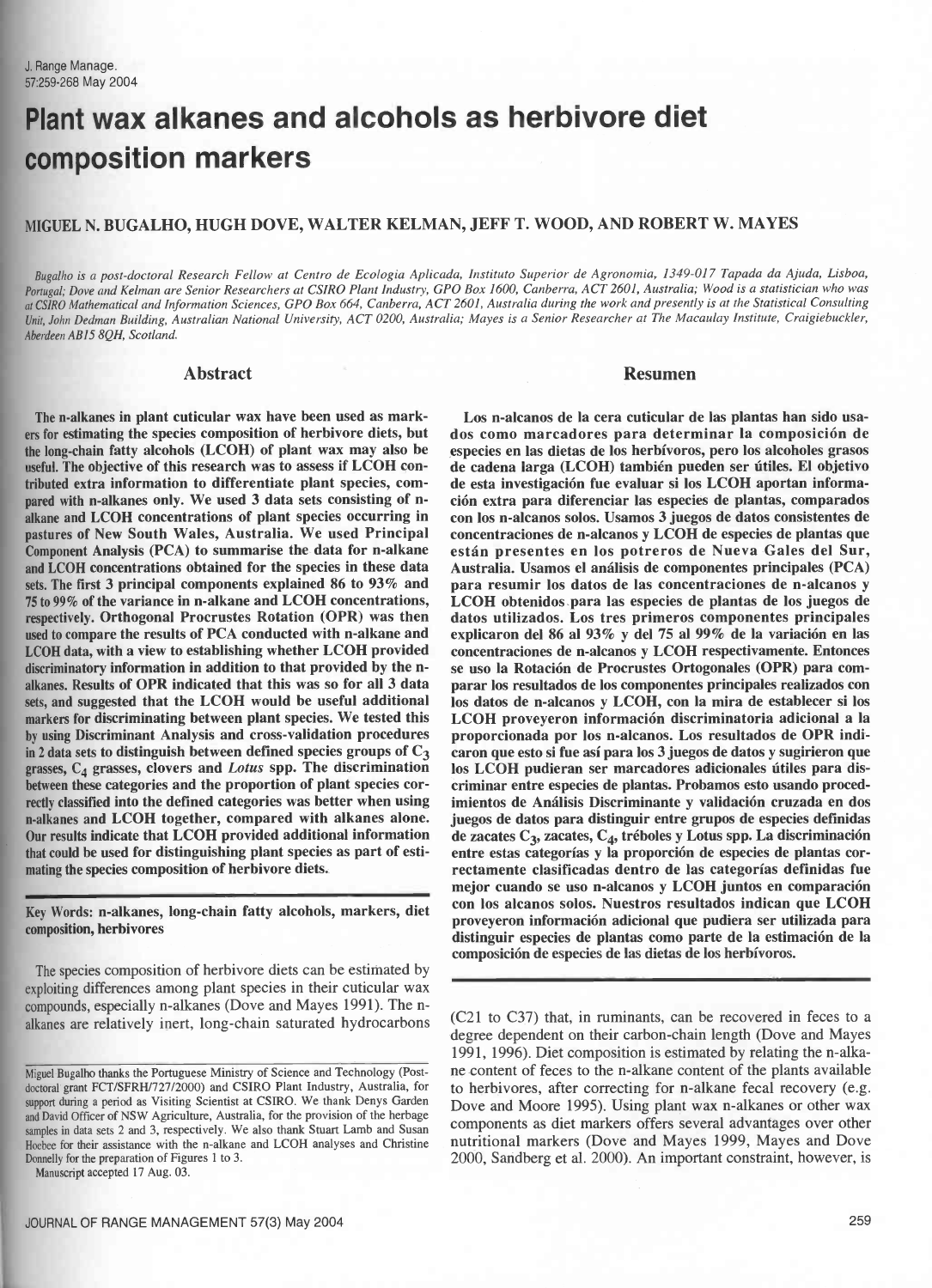J. Range Manage.
57:259-268 May 2004

# Plant wax alkanes and alcohols as herbivore diet composition markers

MIGUEL N. BUGALHO, HUGH DOVE, WALTER KELMAN, JEFF T. WOOD, AND ROBERT W. MAYES

*Bugalho is a post-doctoral Research Fellow at Centro de Ecologia Aplicada, Instituto Superior de Agronomia, 1349-017 Tapada da Ajuda, Lisboa, Portugal; Dove and Kelman are Senior Researchers at CSIRO Plant Industry, GPO Box 1600, Canberra, ACT 2601, Australia; Wood is a statistician who was at CSIRO Mathematical and Information Sciences, GPO Box 664, Canberra, ACT 2601, Australia during the work and presently is at the Statistical Consulting Unit, John Dedman Building, Australian National University, ACT 0200, Australia; Mayes is a Senior Researcher at The Macaulay Institute, Craigiebuckler, Aberdeen AB15 8QH, Scotland.*

## Abstract

**The n-alkanes in plant cuticular wax have been used as markers for estimating the species composition of herbivore diets, but the long-chain fatty alcohols (LCOH) of plant wax may also be useful. The objective of this research was to assess if LCOH contributed extra information to differentiate plant species, compared with n-alkanes only. We used 3 data sets consisting of n-alkane and LCOH concentrations of plant species occurring in pastures of New South Wales, Australia. We used Principal Component Analysis (PCA) to summarise the data for n-alkane and LCOH concentrations obtained for the species in these data sets. The first 3 principal components explained 86 to 93% and 75 to 99% of the variance in n-alkane and LCOH concentrations, respectively. Orthogonal Procrustes Rotation (OPR) was then used to compare the results of PCA conducted with n-alkane and LCOH data, with a view to establishing whether LCOH provided discriminatory information in addition to that provided by the n-alkanes. Results of OPR indicated that this was so for all 3 data sets, and suggested that the LCOH would be useful additional markers for discriminating between plant species. We tested this by using Discriminant Analysis and cross-validation procedures in 2 data sets to distinguish between defined species groups of $C_3$ grasses, $C_4$ grasses, clovers and *Lotus* spp. The discrimination between these categories and the proportion of plant species correctly classified into the defined categories was better when using n-alkanes and LCOH together, compared with alkanes alone. Our results indicate that LCOH provided additional information that could be used for distinguishing plant species as part of estimating the species composition of herbivore diets.**

## Resumen

**Los n-alcanos de la cera cuticular de las plantas han sido usados como marcadores para determinar la composición de especies en las dietas de los herbívoros, pero los alcoholes grasos de cadena larga (LCOH) también pueden ser útiles. El objetivo de esta investigación fue evaluar si los LCOH aportan información extra para diferenciar las especies de plantas, comparados con los n-alcanos solos. Usamos 3 juegos de datos consistentes de concentraciones de n-alcanos y LCOH de especies de plantas que están presentes en los potreros de Nueva Gales del Sur, Australia. Usamos el análisis de componentes principales (PCA) para resumir los datos de las concentraciones de n-alcanos y LCOH obtenidos para las especies de plantas de los juegos de datos utilizados. Los tres primeros componentes principales explicaron del 86 al 93% y del 75 al 99% de la variación en las concentraciones de n-alcanos y LCOH respectivamente. Entonces se uso la Rotación de Procrustes Ortogonales (OPR) para comparar los resultados de los componentes principales realizados con los datos de n-alcanos y LCOH, con la mira de establecer si los LCOH proveyeron información discriminatoria adicional a la proporcionada por los n-alcanos. Los resultados de OPR indicaron que esto si fue así para los 3 juegos de datos y sugirieron que los LCOH pudieran ser marcadores adicionales útiles para discriminar entre especies de plantas. Probamos esto usando procedimientos de Análisis Discriminante y validación cruzada en dos juegos de datos para distinguir entre grupos de especies definidas de zacates $C_3$, zacates, $C_4$, tréboles y Lotus spp. La discriminación entre estas categorías y la proporción de especies de plantas correctamente clasificadas dentro de las categorías definidas fue mejor cuando se uso n-alcanos y LCOH juntos en comparación con los alcanos solos. Nuestros resultados indican que LCOH proveyeron información adicional que pudiera ser utilizada para distinguir especies de plantas como parte de la estimación de la composición de especies de las dietas de los herbívoros.**

**Key Words:** n-alkanes, long-chain fatty alcohols, markers, diet composition, herbivores

The species composition of herbivore diets can be estimated by exploiting differences among plant species in their cuticular wax compounds, especially n-alkanes (Dove and Mayes 1991). The n-alkanes are relatively inert, long-chain saturated hydrocarbons (C21 to C37) that, in ruminants, can be recovered in feces to a degree dependent on their carbon-chain length (Dove and Mayes 1991, 1996). Diet composition is estimated by relating the n-alkane content of feces to the n-alkane content of the plants available to herbivores, after correcting for n-alkane fecal recovery (e.g. Dove and Moore 1995). Using plant wax n-alkanes or other wax components as diet markers offers several advantages over other nutritional markers (Dove and Mayes 1999, Mayes and Dove 2000, Sandberg et al. 2000). An important constraint, however, is

Miguel Bugalho thanks the Portuguese Ministry of Science and Technology (Post-doctoral grant FCT/SFRH/727/2000) and CSIRO Plant Industry, Australia, for support during a period as Visiting Scientist at CSIRO. We thank Denys Garden and David Officer of NSW Agriculture, Australia, for the provision of the herbage samples in data sets 2 and 3, respectively. We also thank Stuart Lamb and Susan Hoebee for their assistance with the n-alkane and LCOH analyses and Christine Donnelly for the preparation of Figures 1 to 3.

Manuscript accepted 17 Aug. 03.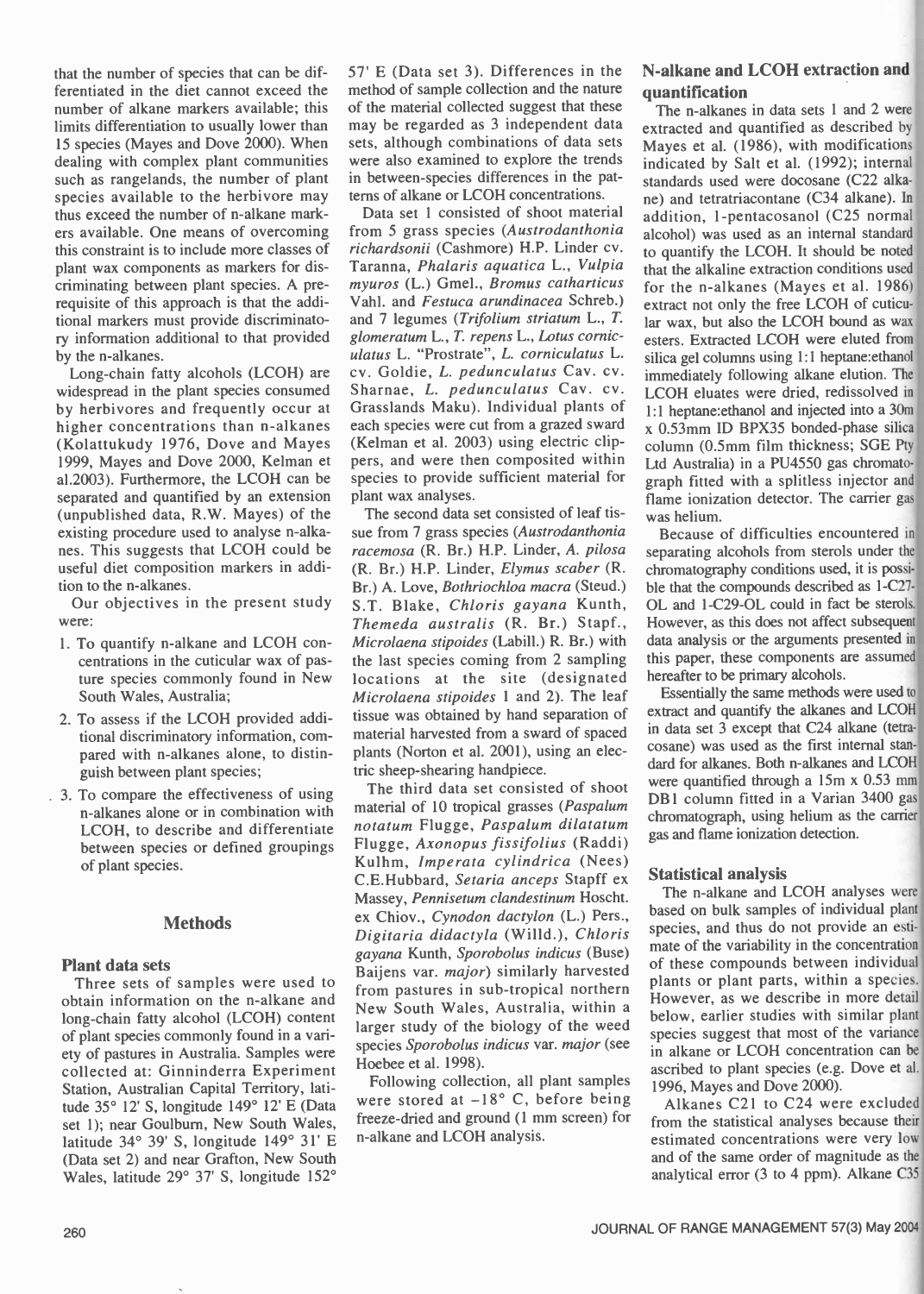that the number of species that can be differentiated in the diet cannot exceed the number of alkane markers available; this limits differentiation to usually lower than 15 species (Mayes and Dove 2000). When dealing with complex plant communities such as rangelands, the number of plant species available to the herbivore may thus exceed the number of n-alkane markers available. One means of overcoming this constraint is to include more classes of plant wax components as markers for discriminating between plant species. A prerequisite of this approach is that the additional markers must provide discriminatory information additional to that provided by the n-alkanes.

Long-chain fatty alcohols (LCOH) are widespread in the plant species consumed by herbivores and frequently occur at higher concentrations than n-alkanes (Kolattukudy 1976, Dove and Mayes 1999, Mayes and Dove 2000, Kelman et al.2003). Furthermore, the LCOH can be separated and quantified by an extension (unpublished data, R.W. Mayes) of the existing procedure used to analyse n-alkanes. This suggests that LCOH could be useful diet composition markers in addition to the n-alkanes.

Our objectives in the present study were:

1. To quantify n-alkane and LCOH concentrations in the cuticular wax of pasture species commonly found in New South Wales, Australia;
2. To assess if the LCOH provided additional discriminatory information, compared with n-alkanes alone, to distinguish between plant species;
3. To compare the effectiveness of using n-alkanes alone or in combination with LCOH, to describe and differentiate between species or defined groupings of plant species.

## Methods

### Plant data sets

Three sets of samples were used to obtain information on the n-alkane and long-chain fatty alcohol (LCOH) content of plant species commonly found in a variety of pastures in Australia. Samples were collected at: Ginninderra Experiment Station, Australian Capital Territory, latitude 35° 12' S, longitude 149° 12' E (Data set 1); near Goulburn, New South Wales, latitude 34° 39' S, longitude 149° 31' E (Data set 2) and near Grafton, New South Wales, latitude 29° 37' S, longitude 152° 57' E (Data set 3). Differences in the method of sample collection and the nature of the material collected suggest that these may be regarded as 3 independent data sets, although combinations of data sets were also examined to explore the trends in between-species differences in the patterns of alkane or LCOH concentrations.

Data set 1 consisted of shoot material from 5 grass species (*Austrodanthonia richardsonii* (Cashmore) H.P. Linder cv. Taranna, *Phalaris aquatica* L., *Vulpia myuros* (L.) Gmel., *Bromus catharticus* Vahl. and *Festuca arundinacea* Schreb.) and 7 legumes (*Trifolium striatum* L., *T. glomeratum* L., *T. repens* L., *Lotus corniculatus* L. "Prostrate", *L. corniculatus* L. cv. Goldie, *L. pedunculatus* Cav. cv. Sharnae, *L. pedunculatus* Cav. cv. Grasslands Maku). Individual plants of each species were cut from a grazed sward (Kelman et al. 2003) using electric clippers, and were then composited within species to provide sufficient material for plant wax analyses.

The second data set consisted of leaf tissue from 7 grass species (*Austrodanthonia racemosa* (R. Br.) H.P. Linder, *A. pilosa* (R. Br.) H.P. Linder, *Elymus scaber* (R. Br.) A. Love, *Bothriochloa macra* (Steud.) S.T. Blake, *Chloris gayana* Kunth, *Themeda australis* (R. Br.) Stapf., *Microlaena stipoides* (Labill.) R. Br.) with the last species coming from 2 sampling locations at the site (designated *Microlaena stipoides* 1 and 2). The leaf tissue was obtained by hand separation of material harvested from a sward of spaced plants (Norton et al. 2001), using an electric sheep-shearing handpiece.

The third data set consisted of shoot material of 10 tropical grasses (*Paspalum notatum* Flugge, *Paspalum dilatatum* Flugge, *Axonopus fissifolius* (Raddi) Kulhm, *Imperata cylindrica* (Nees) C.E.Hubbard, *Setaria anceps* Stapff ex Massey, *Pennisetum clandestinum* Hoscht. ex Chiov., *Cynodon dactylon* (L.) Pers., *Digitaria didactyla* (Willd.), *Chloris gayana* Kunth, *Sporobolus indicus* (Buse) Baijens var. *major*) similarly harvested from pastures in sub-tropical northern New South Wales, Australia, within a larger study of the biology of the weed species *Sporobolus indicus* var. *major* (see Hoebee et al. 1998).

Following collection, all plant samples were stored at −18° C, before being freeze-dried and ground (1 mm screen) for n-alkane and LCOH analysis.

### N-alkane and LCOH extraction and quantification

The n-alkanes in data sets 1 and 2 were extracted and quantified as described by Mayes et al. (1986), with modifications indicated by Salt et al. (1992); internal standards used were docosane (C22 alkane) and tetratriacontane (C34 alkane). In addition, 1-pentacosanol (C25 normal alcohol) was used as an internal standard to quantify the LCOH. It should be noted that the alkaline extraction conditions used for the n-alkanes (Mayes et al. 1986) extract not only the free LCOH of cuticular wax, but also the LCOH bound as wax esters. Extracted LCOH were eluted from silica gel columns using 1:1 heptane:ethanol immediately following alkane elution. The LCOH eluates were dried, redissolved in 1:1 heptane:ethanol and injected into a 30m x 0.53mm ID BPX35 bonded-phase silica column (0.5mm film thickness; SGE Pty Ltd Australia) in a PU4550 gas chromatograph fitted with a splitless injector and flame ionization detector. The carrier gas was helium.

Because of difficulties encountered in separating alcohols from sterols under the chromatography conditions used, it is possible that the compounds described as 1-C27-OL and 1-C29-OL could in fact be sterols. However, as this does not affect subsequent data analysis or the arguments presented in this paper, these components are assumed hereafter to be primary alcohols.

Essentially the same methods were used to extract and quantify the alkanes and LCOH in data set 3 except that C24 alkane (tetracosane) was used as the first internal standard for alkanes. Both n-alkanes and LCOH were quantified through a 15m x 0.53 mm DB1 column fitted in a Varian 3400 gas chromatograph, using helium as the carrier gas and flame ionization detection.

### Statistical analysis

The n-alkane and LCOH analyses were based on bulk samples of individual plant species, and thus do not provide an estimate of the variability in the concentration of these compounds between individual plants or plant parts, within a species. However, as we describe in more detail below, earlier studies with similar plant species suggest that most of the variance in alkane or LCOH concentration can be ascribed to plant species (e.g. Dove et al. 1996, Mayes and Dove 2000).

Alkanes C21 to C24 were excluded from the statistical analyses because their estimated concentrations were very low and of the same order of magnitude as the analytical error (3 to 4 ppm). Alkane C35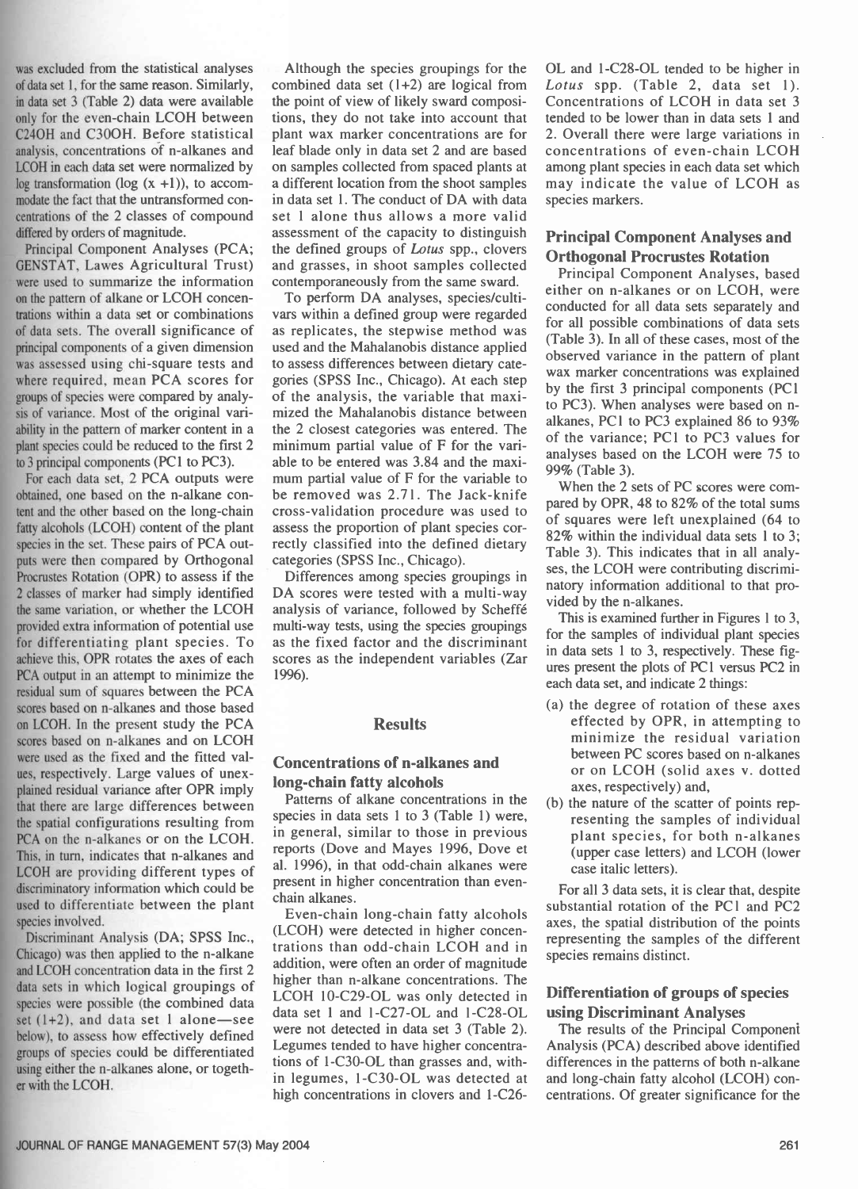was excluded from the statistical analyses of data set 1, for the same reason. Similarly, in data set 3 (Table 2) data were available only for the even-chain LCOH between C24OH and C30OH. Before statistical analysis, concentrations of n-alkanes and LCOH in each data set were normalized by log transformation (log (x +1)), to accommodate the fact that the untransformed concentrations of the 2 classes of compound differed by orders of magnitude.

Principal Component Analyses (PCA; GENSTAT, Lawes Agricultural Trust) were used to summarize the information on the pattern of alkane or LCOH concentrations within a data set or combinations of data sets. The overall significance of principal components of a given dimension was assessed using chi-square tests and where required, mean PCA scores for groups of species were compared by analysis of variance. Most of the original variability in the pattern of marker content in a plant species could be reduced to the first 2 to 3 principal components (PC1 to PC3).

For each data set, 2 PCA outputs were obtained, one based on the n-alkane content and the other based on the long-chain fatty alcohols (LCOH) content of the plant species in the set. These pairs of PCA outputs were then compared by Orthogonal Procrustes Rotation (OPR) to assess if the 2 classes of marker had simply identified the same variation, or whether the LCOH provided extra information of potential use for differentiating plant species. To achieve this, OPR rotates the axes of each PCA output in an attempt to minimize the residual sum of squares between the PCA scores based on n-alkanes and those based on LCOH. In the present study the PCA scores based on n-alkanes and on LCOH were used as the fixed and the fitted values, respectively. Large values of unexplained residual variance after OPR imply that there are large differences between the spatial configurations resulting from PCA on the n-alkanes or on the LCOH. This, in turn, indicates that n-alkanes and LCOH are providing different types of discriminatory information which could be used to differentiate between the plant species involved.

Discriminant Analysis (DA; SPSS Inc., Chicago) was then applied to the n-alkane and LCOH concentration data in the first 2 data sets in which logical groupings of species were possible (the combined data set (1+2), and data set 1 alone—see below), to assess how effectively defined groups of species could be differentiated using either the n-alkanes alone, or together with the LCOH.

Although the species groupings for the combined data set (1+2) are logical from the point of view of likely sward compositions, they do not take into account that plant wax marker concentrations are for leaf blade only in data set 2 and are based on samples collected from spaced plants at a different location from the shoot samples in data set 1. The conduct of DA with data set 1 alone thus allows a more valid assessment of the capacity to distinguish the defined groups of *Lotus* spp., clovers and grasses, in shoot samples collected contemporaneously from the same sward.

To perform DA analyses, species/cultivars within a defined group were regarded as replicates, the stepwise method was used and the Mahalanobis distance applied to assess differences between dietary categories (SPSS Inc., Chicago). At each step of the analysis, the variable that maximized the Mahalanobis distance between the 2 closest categories was entered. The minimum partial value of F for the variable to be entered was 3.84 and the maximum partial value of F for the variable to be removed was 2.71. The Jack-knife cross-validation procedure was used to assess the proportion of plant species correctly classified into the defined dietary categories (SPSS Inc., Chicago).

Differences among species groupings in DA scores were tested with a multi-way analysis of variance, followed by Scheffé multi-way tests, using the species groupings as the fixed factor and the discriminant scores as the independent variables (Zar 1996).

## Results

### Concentrations of n-alkanes and long-chain fatty alcohols

Patterns of alkane concentrations in the species in data sets 1 to 3 (Table 1) were, in general, similar to those in previous reports (Dove and Mayes 1996, Dove et al. 1996), in that odd-chain alkanes were present in higher concentration than even-chain alkanes.

Even-chain long-chain fatty alcohols (LCOH) were detected in higher concentrations than odd-chain LCOH and in addition, were often an order of magnitude higher than n-alkane concentrations. The LCOH 10-C29-OL was only detected in data set 1 and 1-C27-OL and 1-C28-OL were not detected in data set 3 (Table 2). Legumes tended to have higher concentrations of 1-C30-OL than grasses and, within legumes, 1-C30-OL was detected at high concentrations in clovers and 1-C26-OL and 1-C28-OL tended to be higher in *Lotus* spp. (Table 2, data set 1). Concentrations of LCOH in data set 3 tended to be lower than in data sets 1 and 2. Overall there were large variations in concentrations of even-chain LCOH among plant species in each data set which may indicate the value of LCOH as species markers.

### Principal Component Analyses and Orthogonal Procrustes Rotation

Principal Component Analyses, based either on n-alkanes or on LCOH, were conducted for all data sets separately and for all possible combinations of data sets (Table 3). In all of these cases, most of the observed variance in the pattern of plant wax marker concentrations was explained by the first 3 principal components (PC1 to PC3). When analyses were based on n-alkanes, PC1 to PC3 explained 86 to 93% of the variance; PC1 to PC3 values for analyses based on the LCOH were 75 to 99% (Table 3).

When the 2 sets of PC scores were compared by OPR, 48 to 82% of the total sums of squares were left unexplained (64 to 82% within the individual data sets 1 to 3; Table 3). This indicates that in all analyses, the LCOH were contributing discriminatory information additional to that provided by the n-alkanes.

This is examined further in Figures 1 to 3, for the samples of individual plant species in data sets 1 to 3, respectively. These figures present the plots of PC1 versus PC2 in each data set, and indicate 2 things:

(a) the degree of rotation of these axes effected by OPR, in attempting to minimize the residual variation between PC scores based on n-alkanes or on LCOH (solid axes v. dotted axes, respectively) and,

(b) the nature of the scatter of points representing the samples of individual plant species, for both n-alkanes (upper case letters) and LCOH (lower case italic letters).

For all 3 data sets, it is clear that, despite substantial rotation of the PC1 and PC2 axes, the spatial distribution of the points representing the samples of the different species remains distinct.

### Differentiation of groups of species using Discriminant Analyses

The results of the Principal Component Analysis (PCA) described above identified differences in the patterns of both n-alkane and long-chain fatty alcohol (LCOH) concentrations. Of greater significance for the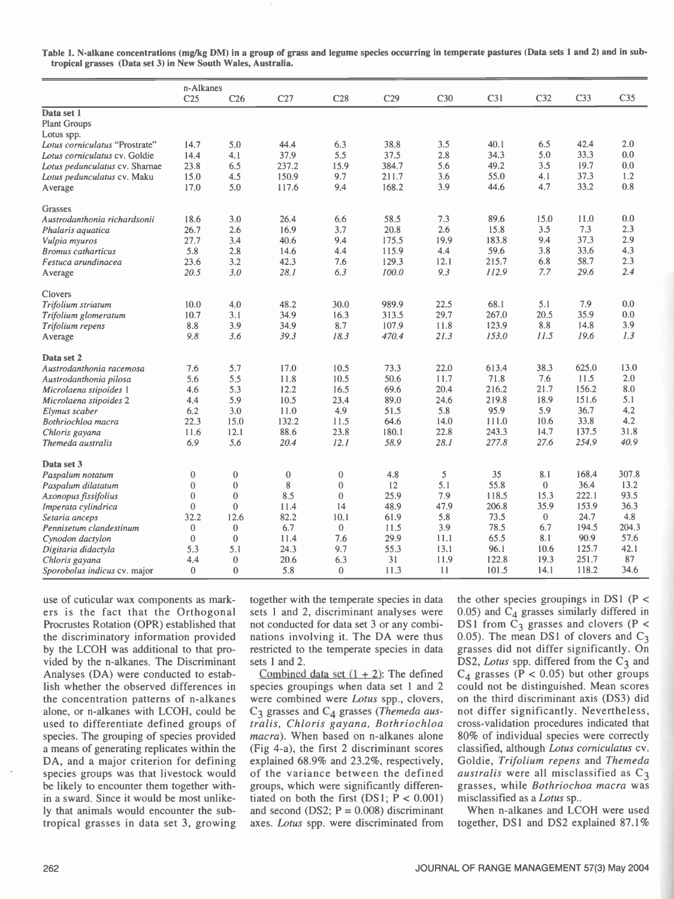Table 1. N-alkane concentrations (mg/kg DM) in a group of grass and legume species occurring in temperate pastures (Data sets 1 and 2) and in subtropical grasses (Data set 3) in New South Wales, Australia.

| | n-Alkanes C25 | C26 | C27 | C28 | C29 | C30 | C31 | C32 | C33 | C35 |
|---|---|---|---|---|---|---|---|---|---|---|
| **Data set 1** | | | | | | | | | | |
| Plant Groups | | | | | | | | | | |
| Lotus spp. | | | | | | | | | | |
| *Lotus corniculatus* "Prostrate" | 14.7 | 5.0 | 44.4 | 6.3 | 38.8 | 3.5 | 40.1 | 6.5 | 42.4 | 2.0 |
| *Lotus corniculatus* cv. Goldie | 14.4 | 4.1 | 37.9 | 5.5 | 37.5 | 2.8 | 34.3 | 5.0 | 33.3 | 0.0 |
| *Lotus pedunculatus* cv. Sharnae | 23.8 | 6.5 | 237.2 | 15.9 | 384.7 | 5.6 | 49.2 | 3.5 | 19.7 | 0.0 |
| *Lotus pedunculatus* cv. Maku | 15.0 | 4.5 | 150.9 | 9.7 | 211.7 | 3.6 | 55.0 | 4.1 | 37.3 | 1.2 |
| Average | 17.0 | 5.0 | 117.6 | 9.4 | 168.2 | 3.9 | 44.6 | 4.7 | 33.2 | 0.8 |
| Grasses | | | | | | | | | | |
| *Austrodanthonia richardsonii* | 18.6 | 3.0 | 26.4 | 6.6 | 58.5 | 7.3 | 89.6 | 15.0 | 11.0 | 0.0 |
| *Phalaris aquatica* | 26.7 | 2.6 | 16.9 | 3.7 | 20.8 | 2.6 | 15.8 | 3.5 | 7.3 | 2.3 |
| *Vulpia myuros* | 27.7 | 3.4 | 40.6 | 9.4 | 175.5 | 19.9 | 183.8 | 9.4 | 37.3 | 2.9 |
| *Bromus catharticus* | 5.8 | 2.8 | 14.6 | 4.4 | 115.9 | 4.4 | 59.6 | 3.8 | 33.6 | 4.3 |
| *Festuca arundinacea* | 23.6 | 3.2 | 42.3 | 7.6 | 129.3 | 12.1 | 215.7 | 6.8 | 58.7 | 2.3 |
| Average | *20.5* | *3.0* | *28.1* | *6.3* | *100.0* | *9.3* | *112.9* | *7.7* | *29.6* | *2.4* |
| Clovers | | | | | | | | | | |
| *Trifolium striatum* | 10.0 | 4.0 | 48.2 | 30.0 | 989.9 | 22.5 | 68.1 | 5.1 | 7.9 | 0.0 |
| *Trifolium glomeratum* | 10.7 | 3.1 | 34.9 | 16.3 | 313.5 | 29.7 | 267.0 | 20.5 | 35.9 | 0.0 |
| *Trifolium repens* | 8.8 | 3.9 | 34.9 | 8.7 | 107.9 | 11.8 | 123.9 | 8.8 | 14.8 | 3.9 |
| Average | *9.8* | *3.6* | *39.3* | *18.3* | *470.4* | *21.3* | *153.0* | *11.5* | *19.6* | *1.3* |
| **Data set 2** | | | | | | | | | | |
| *Austrodanthonia racemosa* | 7.6 | 5.7 | 17.0 | 10.5 | 73.3 | 22.0 | 613.4 | 38.3 | 625.0 | 13.0 |
| *Austrodanthonia pilosa* | 5.6 | 5.5 | 11.8 | 10.5 | 50.6 | 11.7 | 71.8 | 7.6 | 11.5 | 2.0 |
| *Microlaena stipoides* 1 | 4.6 | 5.3 | 12.2 | 16.5 | 69.6 | 20.4 | 216.2 | 21.7 | 156.2 | 8.0 |
| *Microlaena stipoides* 2 | 4.4 | 5.9 | 10.5 | 23.4 | 89.0 | 24.6 | 219.8 | 18.9 | 151.6 | 5.1 |
| *Elymus scaber* | 6.2 | 3.0 | 11.0 | 4.9 | 51.5 | 5.8 | 95.9 | 5.9 | 36.7 | 4.2 |
| *Bothriochloa macra* | 22.3 | 15.0 | 132.2 | 11.5 | 64.6 | 14.0 | 111.0 | 10.6 | 33.8 | 4.2 |
| *Chloris gayana* | 11.6 | 12.1 | 88.6 | 23.8 | 180.1 | 22.8 | 243.3 | 14.7 | 137.5 | 31.8 |
| *Themeda australis* | *6.9* | *5.6* | *20.4* | *12.1* | *58.9* | *28.1* | *277.8* | *27.6* | *254.9* | *40.9* |
| **Data set 3** | | | | | | | | | | |
| *Paspalum notatum* | 0 | 0 | 0 | 0 | 4.8 | 5 | 35 | 8.1 | 168.4 | 307.8 |
| *Paspalum dilatatum* | 0 | 0 | 8 | 0 | 12 | 5.1 | 55.8 | 0 | 36.4 | 13.2 |
| *Axonopus fissifolius* | 0 | 0 | 8.5 | 0 | 25.9 | 7.9 | 118.5 | 15.3 | 222.1 | 93.5 |
| *Imperata cylindrica* | 0 | 0 | 11.4 | 14 | 48.9 | 47.9 | 206.8 | 35.9 | 153.9 | 36.3 |
| *Setaria anceps* | 32.2 | 12.6 | 82.2 | 10.1 | 61.9 | 5.8 | 73.5 | 0 | 24.7 | 4.8 |
| *Pennisetum clandestinum* | 0 | 0 | 6.7 | 0 | 11.5 | 3.9 | 78.5 | 6.7 | 194.5 | 204.3 |
| *Cynodon dactylon* | 0 | 0 | 11.4 | 7.6 | 29.9 | 11.1 | 65.5 | 8.1 | 90.9 | 57.6 |
| *Digitaria didactyla* | 5.3 | 5.1 | 24.3 | 9.7 | 55.3 | 13.1 | 96.1 | 10.6 | 125.7 | 42.1 |
| *Chloris gayana* | 4.4 | 0 | 20.6 | 6.3 | 31 | 11.9 | 122.8 | 19.3 | 251.7 | 87 |
| *Sporobolus indicus* cv. major | 0 | 0 | 5.8 | 0 | 11.3 | 11 | 101.5 | 14.1 | 118.2 | 34.6 |

use of cuticular wax components as markers is the fact that the Orthogonal Procrustes Rotation (OPR) established that the discriminatory information provided by the LCOH was additional to that provided by the n-alkanes. The Discriminant Analyses (DA) were conducted to establish whether the observed differences in the concentration patterns of n-alkanes alone, or n-alkanes with LCOH, could be used to differentiate defined groups of species. The grouping of species provided a means of generating replicates within the DA, and a major criterion for defining species groups was that livestock would be likely to encounter them together within a sward. Since it would be most unlikely that animals would encounter the subtropical grasses in data set 3, growing together with the temperate species in data sets 1 and 2, discriminant analyses were not conducted for data set 3 or any combinations involving it. The DA were thus restricted to the temperate species in data sets 1 and 2.

Combined data set (1 + 2): The defined species groupings when data set 1 and 2 were combined were *Lotus* spp., clovers, $C_3$ grasses and $C_4$ grasses (*Themeda australis, Chloris gayana, Bothriochloa macra*). When based on n-alkanes alone (Fig 4-a), the first 2 discriminant scores explained 68.9% and 23.2%, respectively, of the variance between the defined groups, which were significantly differentiated on both the first (DS1; $P < 0.001$) and second (DS2; $P = 0.008$) discriminant axes. *Lotus* spp. were discriminated from the other species groupings in DS1 ($P < 0.05$) and $C_4$ grasses similarly differed in DS1 from $C_3$ grasses and clovers ($P < 0.05$). The mean DS1 of clovers and $C_3$ grasses did not differ significantly. On DS2, *Lotus* spp. differed from the $C_3$ and $C_4$ grasses ($P < 0.05$) but other groups could not be distinguished. Mean scores on the third discriminant axis (DS3) did not differ significantly. Nevertheless, cross-validation procedures indicated that 80% of individual species were correctly classified, although *Lotus corniculatus* cv. Goldie, *Trifolium repens* and *Themeda australis* were all misclassified as $C_3$ grasses, while *Bothriochoa macra* was misclassified as a *Lotus* sp..

When n-alkanes and LCOH were used together, DS1 and DS2 explained 87.1%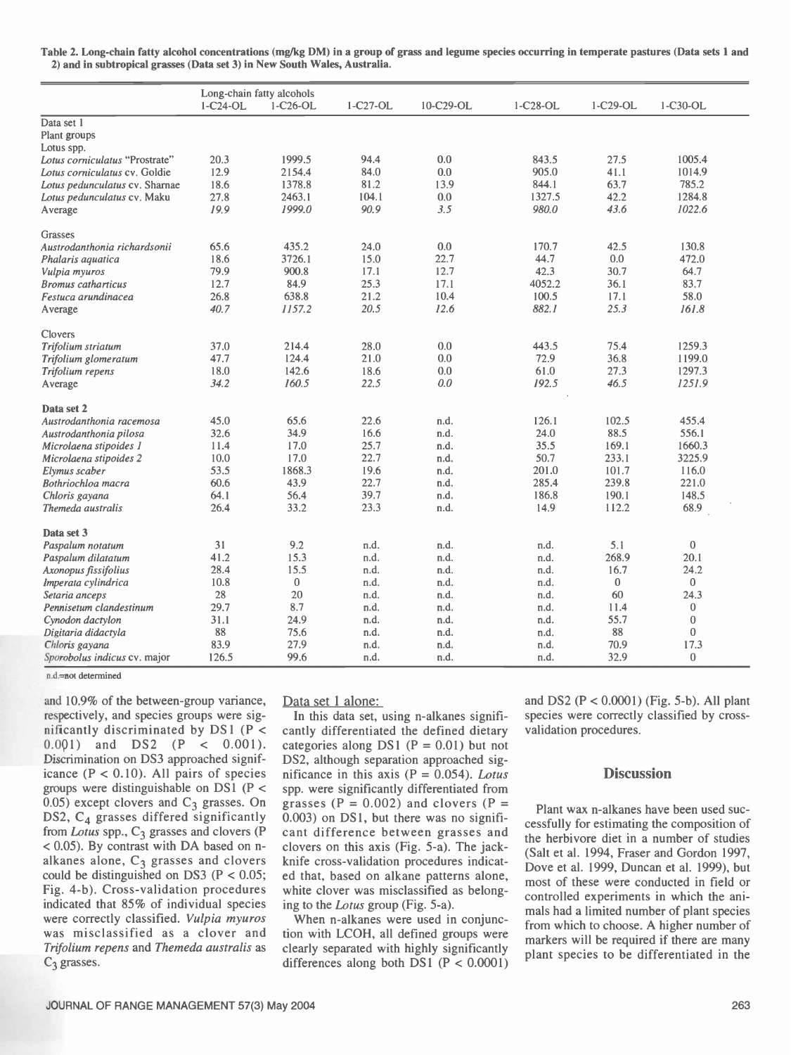**Table 2. Long-chain fatty alcohol concentrations (mg/kg DM) in a group of grass and legume species occurring in temperate pastures (Data sets 1 and 2) and in subtropical grasses (Data set 3) in New South Wales, Australia.**

| | Long-chain fatty alcohols | | | | | | |
|---|---|---|---|---|---|---|---|
| | 1-C24-OL | 1-C26-OL | 1-C27-OL | 10-C29-OL | 1-C28-OL | 1-C29-OL | 1-C30-OL |
| **Data set 1** | | | | | | | |
| Plant groups | | | | | | | |
| *Lotus* spp. | | | | | | | |
| *Lotus corniculatus* "Prostrate" | 20.3 | 1999.5 | 94.4 | 0.0 | 843.5 | 27.5 | 1005.4 |
| *Lotus corniculatus* cv. Goldie | 12.9 | 2154.4 | 84.0 | 0.0 | 905.0 | 41.1 | 1014.9 |
| *Lotus pedunculatus* cv. Sharnae | 18.6 | 1378.8 | 81.2 | 13.9 | 844.1 | 63.7 | 785.2 |
| *Lotus pedunculatus* cv. Maku | 27.8 | 2463.1 | 104.1 | 0.0 | 1327.5 | 42.2 | 1284.8 |
| Average | *19.9* | *1999.0* | *90.9* | *3.5* | *980.0* | *43.6* | *1022.6* |
| Grasses | | | | | | | |
| *Austrodanthonia richardsonii* | 65.6 | 435.2 | 24.0 | 0.0 | 170.7 | 42.5 | 130.8 |
| *Phalaris aquatica* | 18.6 | 3726.1 | 15.0 | 22.7 | 44.7 | 0.0 | 472.0 |
| *Vulpia myuros* | 79.9 | 900.8 | 17.1 | 12.7 | 42.3 | 30.7 | 64.7 |
| *Bromus catharticus* | 12.7 | 84.9 | 25.3 | 17.1 | 4052.2 | 36.1 | 83.7 |
| *Festuca arundinacea* | 26.8 | 638.8 | 21.2 | 10.4 | 100.5 | 17.1 | 58.0 |
| Average | *40.7* | *1157.2* | *20.5* | *12.6* | *882.1* | *25.3* | *161.8* |
| Clovers | | | | | | | |
| *Trifolium striatum* | 37.0 | 214.4 | 28.0 | 0.0 | 443.5 | 75.4 | 1259.3 |
| *Trifolium glomeratum* | 47.7 | 124.4 | 21.0 | 0.0 | 72.9 | 36.8 | 1199.0 |
| *Trifolium repens* | 18.0 | 142.6 | 18.6 | 0.0 | 61.0 | 27.3 | 1297.3 |
| Average | *34.2* | *160.5* | *22.5* | *0.0* | *192.5* | *46.5* | *1251.9* |
| **Data set 2** | | | | | | | |
| *Austrodanthonia racemosa* | 45.0 | 65.6 | 22.6 | n.d. | 126.1 | 102.5 | 455.4 |
| *Austrodanthonia pilosa* | 32.6 | 34.9 | 16.6 | n.d. | 24.0 | 88.5 | 556.1 |
| *Microlaena stipoides 1* | 11.4 | 17.0 | 25.7 | n.d. | 35.5 | 169.1 | 1660.3 |
| *Microlaena stipoides 2* | 10.0 | 17.0 | 22.7 | n.d. | 50.7 | 233.1 | 3225.9 |
| *Elymus scaber* | 53.5 | 1868.3 | 19.6 | n.d. | 201.0 | 101.7 | 116.0 |
| *Bothriochloa macra* | 60.6 | 43.9 | 22.7 | n.d. | 285.4 | 239.8 | 221.0 |
| *Chloris gayana* | 64.1 | 56.4 | 39.7 | n.d. | 186.8 | 190.1 | 148.5 |
| *Themeda australis* | 26.4 | 33.2 | 23.3 | n.d. | 14.9 | 112.2 | 68.9 |
| **Data set 3** | | | | | | | |
| *Paspalum notatum* | 31 | 9.2 | n.d. | n.d. | n.d. | 5.1 | 0 |
| *Paspalum dilatatum* | 41.2 | 15.3 | n.d. | n.d. | n.d. | 268.9 | 20.1 |
| *Axonopus fissifolius* | 28.4 | 15.5 | n.d. | n.d. | n.d. | 16.7 | 24.2 |
| *Imperata cylindrica* | 10.8 | 0 | n.d. | n.d. | n.d. | 0 | 0 |
| *Setaria anceps* | 28 | 20 | n.d. | n.d. | n.d. | 60 | 24.3 |
| *Pennisetum clandestinum* | 29.7 | 8.7 | n.d. | n.d. | n.d. | 11.4 | 0 |
| *Cynodon dactylon* | 31.1 | 24.9 | n.d. | n.d. | n.d. | 55.7 | 0 |
| *Digitaria didactyla* | 88 | 75.6 | n.d. | n.d. | n.d. | 88 | 0 |
| *Chloris gayana* | 83.9 | 27.9 | n.d. | n.d. | n.d. | 70.9 | 17.3 |
| *Sporobolus indicus* cv. major | 126.5 | 99.6 | n.d. | n.d. | n.d. | 32.9 | 0 |

n.d.=not determined

and 10.9% of the between-group variance, respectively, and species groups were significantly discriminated by DS1 ($P < 0.001$) and DS2 ($P < 0.001$). Discrimination on DS3 approached significance ($P < 0.10$). All pairs of species groups were distinguishable on DS1 ($P < 0.05$) except clovers and $C_3$ grasses. On DS2, $C_4$ grasses differed significantly from *Lotus* spp., $C_3$ grasses and clovers ($P < 0.05$). By contrast with DA based on n-alkanes alone, $C_3$ grasses and clovers could be distinguished on DS3 ($P < 0.05$; Fig. 4-b). Cross-validation procedures indicated that 85% of individual species were correctly classified. *Vulpia myuros* was misclassified as a clover and *Trifolium repens* and *Themeda australis* as $C_3$ grasses.

Data set 1 alone:

In this data set, using n-alkanes significantly differentiated the defined dietary categories along DS1 ($P = 0.01$) but not DS2, although separation approached significance in this axis ($P = 0.054$). *Lotus* spp. were significantly differentiated from grasses ($P = 0.002$) and clovers ($P = 0.003$) on DS1, but there was no significant difference between grasses and clovers on this axis (Fig. 5-a). The jack-knife cross-validation procedures indicated that, based on alkane patterns alone, white clover was misclassified as belonging to the *Lotus* group (Fig. 5-a).

When n-alkanes were used in conjunction with LCOH, all defined groups were clearly separated with highly significantly differences along both DS1 ($P < 0.0001$) and DS2 ($P < 0.0001$) (Fig. 5-b). All plant species were correctly classified by cross-validation procedures.

## Discussion

Plant wax n-alkanes have been used successfully for estimating the composition of the herbivore diet in a number of studies (Salt et al. 1994, Fraser and Gordon 1997, Dove et al. 1999, Duncan et al. 1999), but most of these were conducted in field or controlled experiments in which the animals had a limited number of plant species from which to choose. A higher number of markers will be required if there are many plant species to be differentiated in the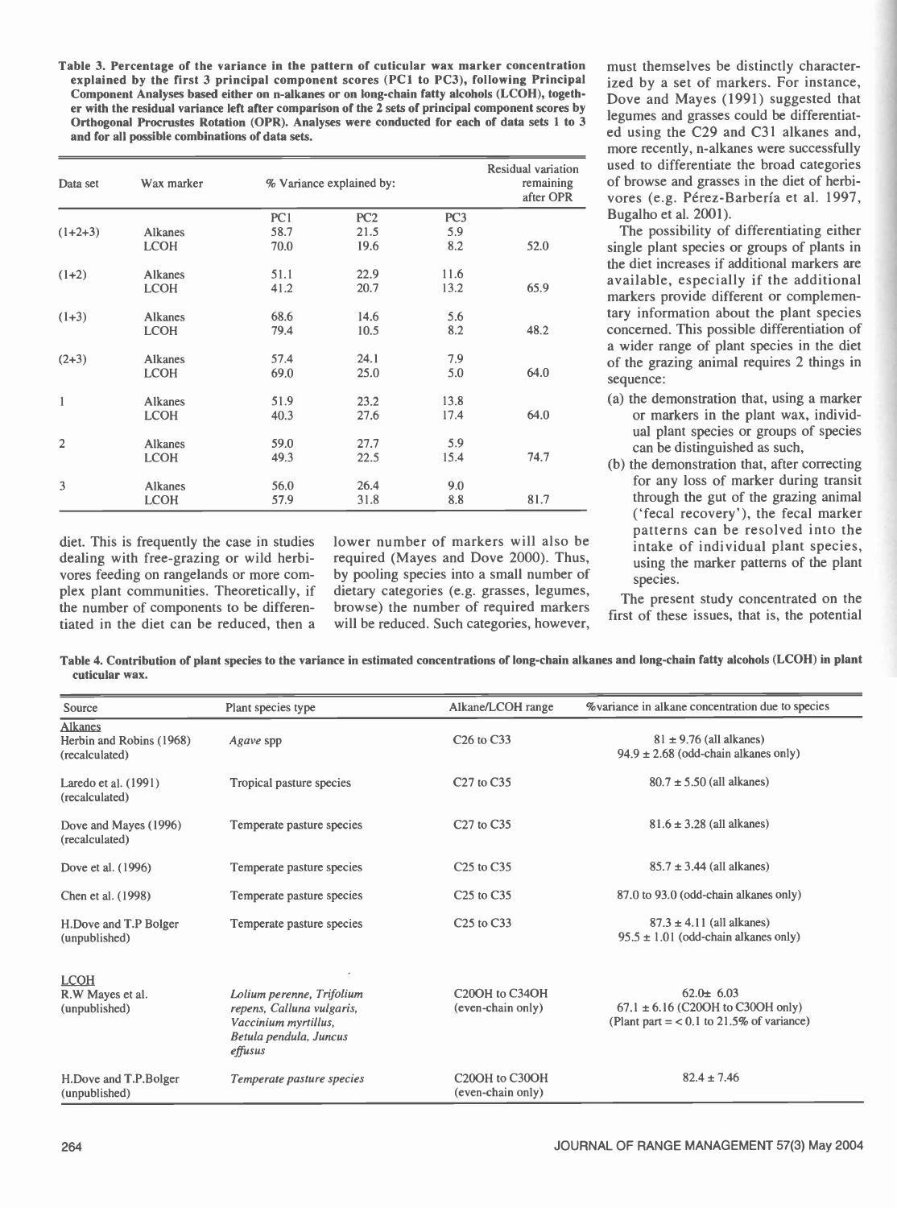**Table 3. Percentage of the variance in the pattern of cuticular wax marker concentration explained by the first 3 principal component scores (PC1 to PC3), following Principal Component Analyses based either on n-alkanes or on long-chain fatty alcohols (LCOH), together with the residual variance left after comparison of the 2 sets of principal component scores by Orthogonal Procrustes Rotation (OPR). Analyses were conducted for each of data sets 1 to 3 and for all possible combinations of data sets.**

| Data set | Wax marker | % Variance explained by: | | | Residual variation remaining after OPR |
|---|---|---|---|---|---|
| | | PC1 | PC2 | PC3 | |
| (1+2+3) | Alkanes | 58.7 | 21.5 | 5.9 | |
| | LCOH | 70.0 | 19.6 | 8.2 | 52.0 |
| (1+2) | Alkanes | 51.1 | 22.9 | 11.6 | |
| | LCOH | 41.2 | 20.7 | 13.2 | 65.9 |
| (1+3) | Alkanes | 68.6 | 14.6 | 5.6 | |
| | LCOH | 79.4 | 10.5 | 8.2 | 48.2 |
| (2+3) | Alkanes | 57.4 | 24.1 | 7.9 | |
| | LCOH | 69.0 | 25.0 | 5.0 | 64.0 |
| 1 | Alkanes | 51.9 | 23.2 | 13.8 | |
| | LCOH | 40.3 | 27.6 | 17.4 | 64.0 |
| 2 | Alkanes | 59.0 | 27.7 | 5.9 | |
| | LCOH | 49.3 | 22.5 | 15.4 | 74.7 |
| 3 | Alkanes | 56.0 | 26.4 | 9.0 | |
| | LCOH | 57.9 | 31.8 | 8.8 | 81.7 |

diet. This is frequently the case in studies dealing with free-grazing or wild herbivores feeding on rangelands or more complex plant communities. Theoretically, if the number of components to be differentiated in the diet can be reduced, then a lower number of markers will also be required (Mayes and Dove 2000). Thus, by pooling species into a small number of dietary categories (e.g. grasses, legumes, browse) the number of required markers will be reduced. Such categories, however, must themselves be distinctly characterized by a set of markers. For instance, Dove and Mayes (1991) suggested that legumes and grasses could be differentiated using the C29 and C31 alkanes and, more recently, n-alkanes were successfully used to differentiate the broad categories of browse and grasses in the diet of herbivores (e.g. Pérez-Barbería et al. 1997, Bugalho et al. 2001).

The possibility of differentiating either single plant species or groups of plants in the diet increases if additional markers are available, especially if the additional markers provide different or complementary information about the plant species concerned. This possible differentiation of a wider range of plant species in the diet of the grazing animal requires 2 things in sequence:

(a) the demonstration that, using a marker or markers in the plant wax, individual plant species or groups of species can be distinguished as such,

(b) the demonstration that, after correcting for any loss of marker during transit through the gut of the grazing animal ('fecal recovery'), the fecal marker patterns can be resolved into the intake of individual plant species, using the marker patterns of the plant species.

The present study concentrated on the first of these issues, that is, the potential

**Table 4. Contribution of plant species to the variance in estimated concentrations of long-chain alkanes and long-chain fatty alcohols (LCOH) in plant cuticular wax.**

| Source | Plant species type | Alkane/LCOH range | %variance in alkane concentration due to species |
|---|---|---|---|
| Alkanes | | | |
| Herbin and Robins (1968) (recalculated) | *Agave* spp | C26 to C33 | 81 ± 9.76 (all alkanes)<br>94.9 ± 2.68 (odd-chain alkanes only) |
| Laredo et al. (1991) (recalculated) | Tropical pasture species | C27 to C35 | 80.7 ± 5.50 (all alkanes) |
| Dove and Mayes (1996) (recalculated) | Temperate pasture species | C27 to C35 | 81.6 ± 3.28 (all alkanes) |
| Dove et al. (1996) | Temperate pasture species | C25 to C35 | 85.7 ± 3.44 (all alkanes) |
| Chen et al. (1998) | Temperate pasture species | C25 to C35 | 87.0 to 93.0 (odd-chain alkanes only) |
| H.Dove and T.P Bolger (unpublished) | Temperate pasture species | C25 to C33 | 87.3 ± 4.11 (all alkanes)<br>95.5 ± 1.01 (odd-chain alkanes only) |
| LCOH | | | |
| R.W Mayes et al. (unpublished) | *Lolium perenne, Trifolium repens, Calluna vulgaris, Vaccinium myrtillus, Betula pendula, Juncus effusus* | C20OH to C34OH (even-chain only) | 62.0± 6.03<br>67.1 ± 6.16 (C20OH to C30OH only)<br>(Plant part = < 0.1 to 21.5% of variance) |
| H.Dove and T.P.Bolger (unpublished) | *Temperate pasture species* | C20OH to C30OH (even-chain only) | 82.4 ± 7.46 |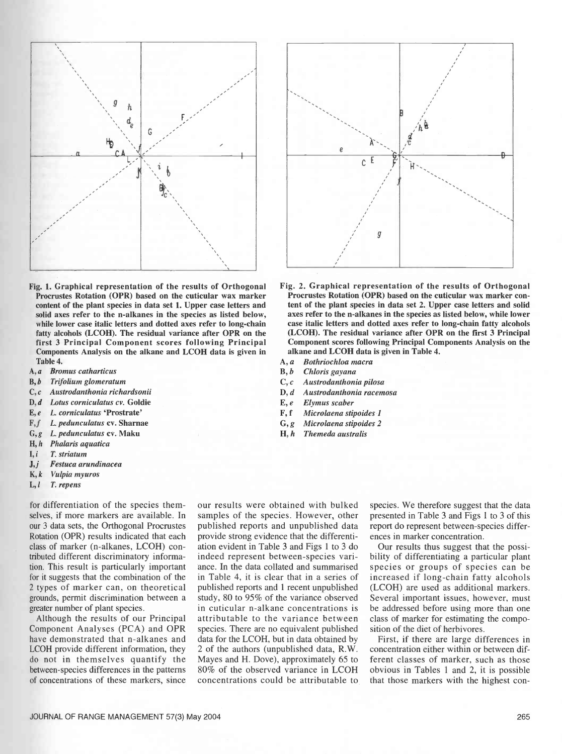**Fig. 1. Graphical representation of the results of Orthogonal Procrustes Rotation (OPR) based on the cuticular wax marker content of the plant species in data set 1. Upper case letters and solid axes refer to the n-alkanes in the species as listed below, while lower case italic letters and dotted axes refer to long-chain fatty alcohols (LCOH). The residual variance after OPR on the first 3 Principal Component scores following Principal Components Analysis on the alkane and LCOH data is given in Table 4.**

- **A, *a*** *Bromus catharticus*
- **B, *b*** *Trifolium glomeratum*
- **C, *c*** *Austrodanthonia richardsonii*
- **D, *d*** *Lotus corniculatus* **cv. Goldie**
- **E, *e*** *L. corniculatus* **'Prostrate'**
- **F, *f*** *L. pedunculatus* **cv. Sharnae**
- **G, *g*** *L. pedunculatus* **cv. Maku**
- **H, *h*** *Phalaris aquatica*
- **I, *i*** *T. striatum*
- **J, *j*** *Festuca arundinacea*
- **K, *k*** *Vulpia myuros*
- **L, *l*** *T. repens*

**Fig. 2. Graphical representation of the results of Orthogonal Procrustes Rotation (OPR) based on the cuticular wax marker content of the plant species in data set 2. Upper case letters and solid axes refer to the n-alkanes in the species as listed below, while lower case italic letters and dotted axes refer to long-chain fatty alcohols (LCOH). The residual variance after OPR on the first 3 Principal Component scores following Principal Components Analysis on the alkane and LCOH data is given in Table 4.**

- **A, *a*** *Bothriochloa macra*
- **B, *b*** *Chloris gayana*
- **C, *c*** *Austrodanthonia pilosa*
- **D, *d*** *Austrodanthonia racemosa*
- **E, *e*** *Elymus scaber*
- **F, f** *Microlaena stipoides 1*
- **G, *g*** *Microlaena stipoides 2*
- **H, *h*** *Themeda australis*

for differentiation of the species themselves, if more markers are available. In our 3 data sets, the Orthogonal Procrustes Rotation (OPR) results indicated that each class of marker (n-alkanes, LCOH) contributed different discriminatory information. This result is particularly important for it suggests that the combination of the 2 types of marker can, on theoretical grounds, permit discrimination between a greater number of plant species.

Although the results of our Principal Component Analyses (PCA) and OPR have demonstrated that n-alkanes and LCOH provide different information, they do not in themselves quantify the between-species differences in the patterns of concentrations of these markers, since our results were obtained with bulked samples of the species. However, other published reports and unpublished data provide strong evidence that the differentiation evident in Table 3 and Figs 1 to 3 do indeed represent between-species variance. In the data collated and summarised in Table 4, it is clear that in a series of published reports and 1 recent unpublished study, 80 to 95% of the variance observed in cuticular n-alkane concentrations is attributable to the variance between species. There are no equivalent published data for the LCOH, but in data obtained by 2 of the authors (unpublished data, R.W. Mayes and H. Dove), approximately 65 to 80% of the observed variance in LCOH concentrations could be attributable to species. We therefore suggest that the data presented in Table 3 and Figs 1 to 3 of this report do represent between-species differences in marker concentration.

Our results thus suggest that the possibility of differentiating a particular plant species or groups of species can be increased if long-chain fatty alcohols (LCOH) are used as additional markers. Several important issues, however, must be addressed before using more than one class of marker for estimating the composition of the diet of herbivores.

First, if there are large differences in concentration either within or between different classes of marker, such as those obvious in Tables 1 and 2, it is possible that those markers with the highest con-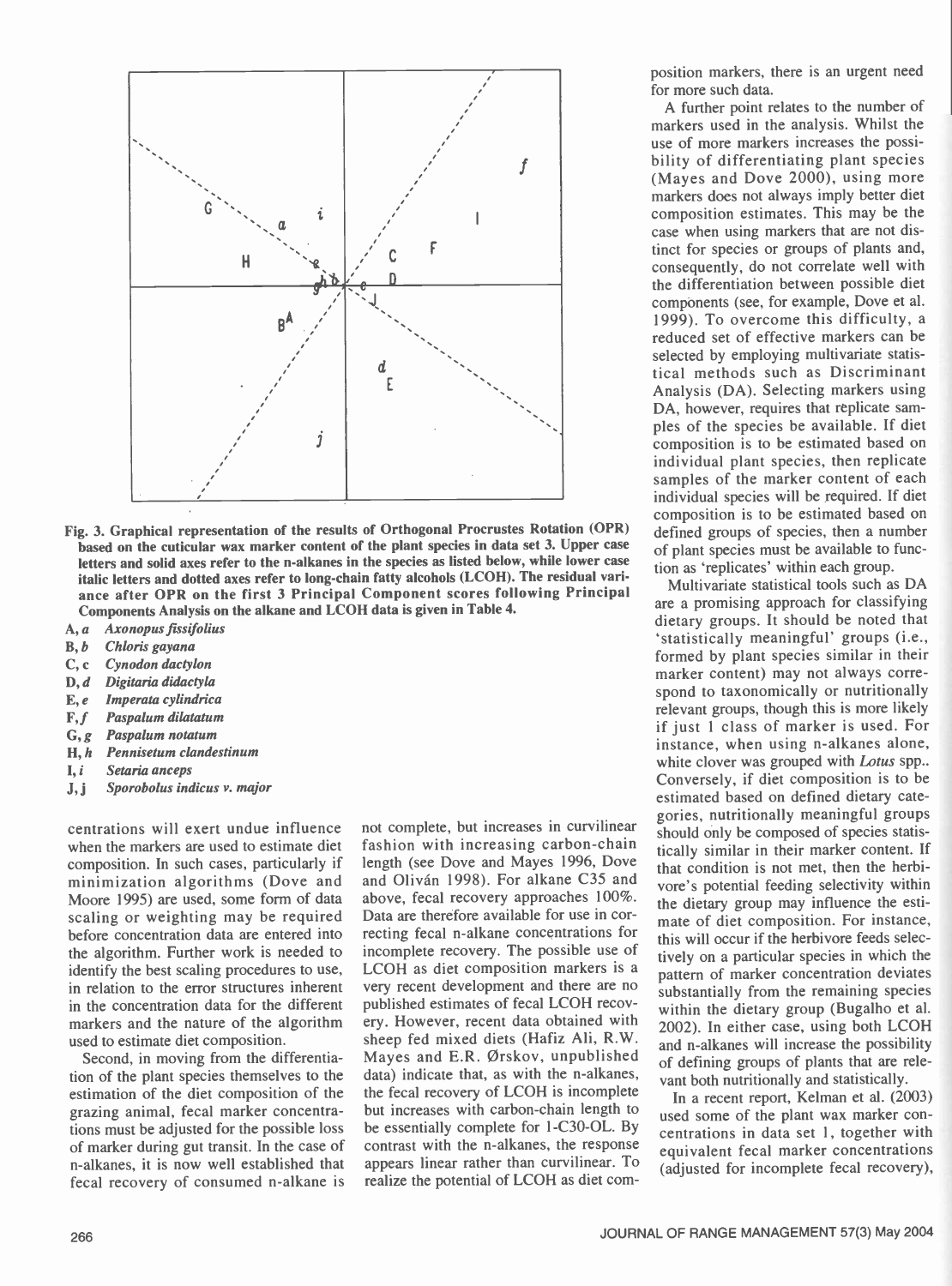G
a
i
H
f
I
C
F
D
J
B
A
d
E
j

Fig. 3. Graphical representation of the results of Orthogonal Procrustes Rotation (OPR) based on the cuticular wax marker content of the plant species in data set 3. Upper case letters and solid axes refer to the n-alkanes in the species as listed below, while lower case italic letters and dotted axes refer to long-chain fatty alcohols (LCOH). The residual variance after OPR on the first 3 Principal Component scores following Principal Components Analysis on the alkane and LCOH data is given in Table 4.

- **A, *a*** *Axonopus fissifolius*
- **B, *b*** *Chloris gayana*
- **C, c** *Cynodon dactylon*
- **D, *d*** *Digitaria didactyla*
- **E, *e*** *Imperata cylindrica*
- **F, *f*** *Paspalum dilatatum*
- **G, *g*** *Paspalum notatum*
- **H, *h*** *Pennisetum clandestinum*
- **I, *i*** *Setaria anceps*
- **J, j** *Sporobolus indicus v. major*

centrations will exert undue influence when the markers are used to estimate diet composition. In such cases, particularly if minimization algorithms (Dove and Moore 1995) are used, some form of data scaling or weighting may be required before concentration data are entered into the algorithm. Further work is needed to identify the best scaling procedures to use, in relation to the error structures inherent in the concentration data for the different markers and the nature of the algorithm used to estimate diet composition.

Second, in moving from the differentiation of the plant species themselves to the estimation of the diet composition of the grazing animal, fecal marker concentrations must be adjusted for the possible loss of marker during gut transit. In the case of n-alkanes, it is now well established that fecal recovery of consumed n-alkane is not complete, but increases in curvilinear fashion with increasing carbon-chain length (see Dove and Mayes 1996, Dove and Oliván 1998). For alkane C35 and above, fecal recovery approaches 100%. Data are therefore available for use in correcting fecal n-alkane concentrations for incomplete recovery. The possible use of LCOH as diet composition markers is a very recent development and there are no published estimates of fecal LCOH recovery. However, recent data obtained with sheep fed mixed diets (Hafiz Ali, R.W. Mayes and E.R. Ørskov, unpublished data) indicate that, as with the n-alkanes, the fecal recovery of LCOH is incomplete but increases with carbon-chain length to be essentially complete for 1-C30-OL. By contrast with the n-alkanes, the response appears linear rather than curvilinear. To realize the potential of LCOH as diet composition markers, there is an urgent need for more such data.

A further point relates to the number of markers used in the analysis. Whilst the use of more markers increases the possibility of differentiating plant species (Mayes and Dove 2000), using more markers does not always imply better diet composition estimates. This may be the case when using markers that are not distinct for species or groups of plants and, consequently, do not correlate well with the differentiation between possible diet components (see, for example, Dove et al. 1999). To overcome this difficulty, a reduced set of effective markers can be selected by employing multivariate statistical methods such as Discriminant Analysis (DA). Selecting markers using DA, however, requires that replicate samples of the species be available. If diet composition is to be estimated based on individual plant species, then replicate samples of the marker content of each individual species will be required. If diet composition is to be estimated based on defined groups of species, then a number of plant species must be available to function as 'replicates' within each group.

Multivariate statistical tools such as DA are a promising approach for classifying dietary groups. It should be noted that 'statistically meaningful' groups (i.e., formed by plant species similar in their marker content) may not always correspond to taxonomically or nutritionally relevant groups, though this is more likely if just 1 class of marker is used. For instance, when using n-alkanes alone, white clover was grouped with *Lotus* spp.. Conversely, if diet composition is to be estimated based on defined dietary categories, nutritionally meaningful groups should only be composed of species statistically similar in their marker content. If that condition is not met, then the herbivore's potential feeding selectivity within the dietary group may influence the estimate of diet composition. For instance, this will occur if the herbivore feeds selectively on a particular species in which the pattern of marker concentration deviates substantially from the remaining species within the dietary group (Bugalho et al. 2002). In either case, using both LCOH and n-alkanes will increase the possibility of defining groups of plants that are relevant both nutritionally and statistically.

In a recent report, Kelman et al. (2003) used some of the plant wax marker concentrations in data set 1, together with equivalent fecal marker concentrations (adjusted for incomplete fecal recovery),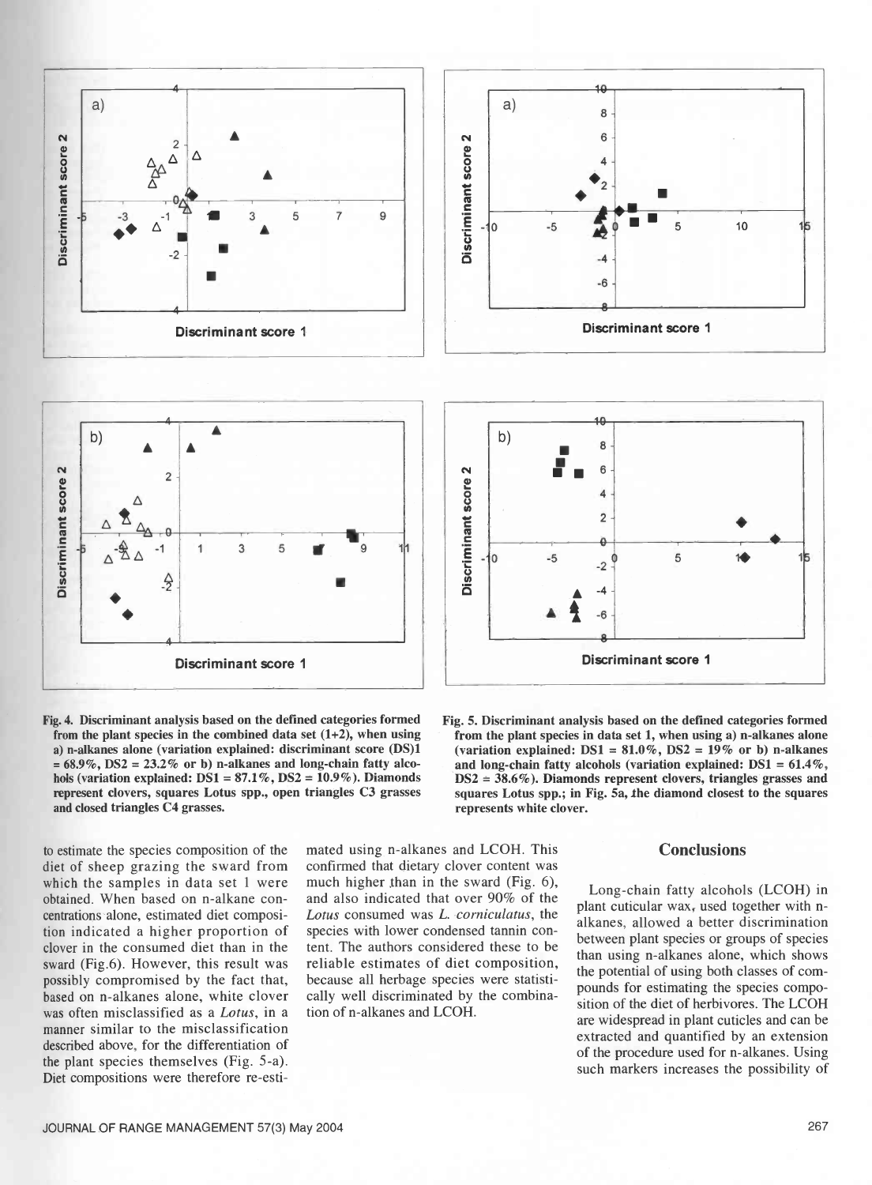Fig. 4. Discriminant analysis based on the defined categories formed from the plant species in the combined data set (1+2), when using a) n-alkanes alone (variation explained: discriminant score (DS)1 = 68.9%, DS2 = 23.2% or b) n-alkanes and long-chain fatty alcohols (variation explained: DS1 = 87.1%, DS2 = 10.9%). Diamonds represent clovers, squares Lotus spp., open triangles C3 grasses and closed triangles C4 grasses.

Fig. 5. Discriminant analysis based on the defined categories formed from the plant species in data set 1, when using a) n-alkanes alone (variation explained: DS1 = 81.0%, DS2 = 19% or b) n-alkanes and long-chain fatty alcohols (variation explained: DS1 = 61.4%, DS2 = 38.6%). Diamonds represent clovers, triangles grasses and squares Lotus spp.; in Fig. 5a, the diamond closest to the squares represents white clover.

to estimate the species composition of the diet of sheep grazing the sward from which the samples in data set 1 were obtained. When based on n-alkane concentrations alone, estimated diet composition indicated a higher proportion of clover in the consumed diet than in the sward (Fig.6). However, this result was possibly compromised by the fact that, based on n-alkanes alone, white clover was often misclassified as a *Lotus*, in a manner similar to the misclassification described above, for the differentiation of the plant species themselves (Fig. 5-a). Diet compositions were therefore re-estimated using n-alkanes and LCOH. This confirmed that dietary clover content was much higher than in the sward (Fig. 6), and also indicated that over 90% of the *Lotus* consumed was *L. corniculatus*, the species with lower condensed tannin content. The authors considered these to be reliable estimates of diet composition, because all herbage species were statistically well discriminated by the combination of n-alkanes and LCOH.

## Conclusions

Long-chain fatty alcohols (LCOH) in plant cuticular wax, used together with n-alkanes, allowed a better discrimination between plant species or groups of species than using n-alkanes alone, which shows the potential of using both classes of compounds for estimating the species composition of the diet of herbivores. The LCOH are widespread in plant cuticles and can be extracted and quantified by an extension of the procedure used for n-alkanes. Using such markers increases the possibility of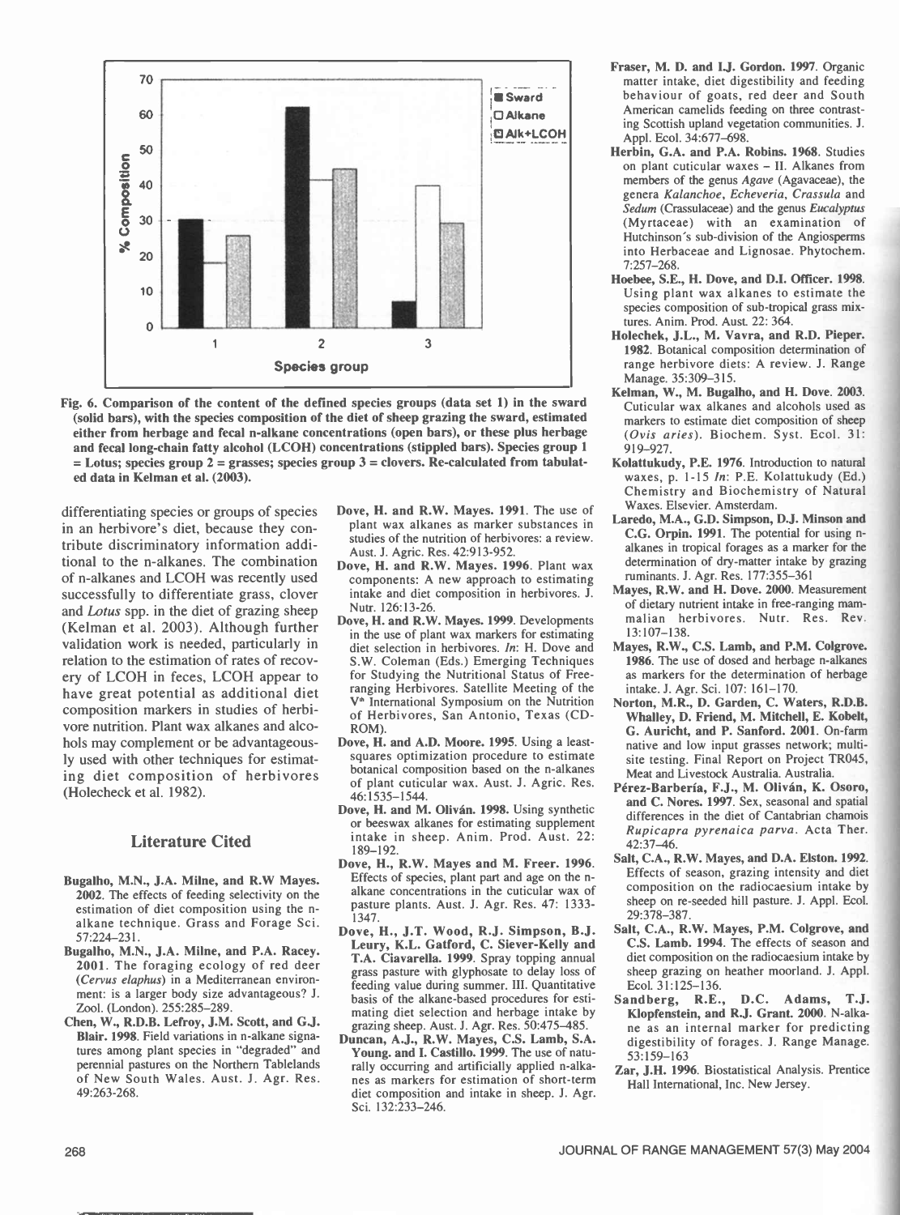70
60
50
40
30
20
10
0

% Composition

Sward
Alkane
Alk+LCOH

1
2
3

Species group

**Fig. 6. Comparison of the content of the defined species groups (data set 1) in the sward (solid bars), with the species composition of the diet of sheep grazing the sward, estimated either from herbage and fecal n-alkane concentrations (open bars), or these plus herbage and fecal long-chain fatty alcohol (LCOH) concentrations (stippled bars). Species group 1 = Lotus; species group 2 = grasses; species group 3 = clovers. Re-calculated from tabulated data in Kelman et al. (2003).**

differentiating species or groups of species in an herbivore's diet, because they contribute discriminatory information additional to the n-alkanes. The combination of n-alkanes and LCOH was recently used successfully to differentiate grass, clover and *Lotus* spp. in the diet of grazing sheep (Kelman et al. 2003). Although further validation work is needed, particularly in relation to the estimation of rates of recovery of LCOH in feces, LCOH appear to have great potential as additional diet composition markers in studies of herbivore nutrition. Plant wax alkanes and alcohols may complement or be advantageously used with other techniques for estimating diet composition of herbivores (Holecheck et al. 1982).

## Literature Cited

**Bugalho, M.N., J.A. Milne, and R.W Mayes. 2002.** The effects of feeding selectivity on the estimation of diet composition using the n-alkane technique. Grass and Forage Sci. 57:224–231.

**Bugalho, M.N., J.A. Milne, and P.A. Racey. 2001.** The foraging ecology of red deer (*Cervus elaphus*) in a Mediterranean environment: is a larger body size advantageous? J. Zool. (London). 255:285–289.

**Chen, W., R.D.B. Lefroy, J.M. Scott, and G.J. Blair. 1998.** Field variations in n-alkane signatures among plant species in "degraded" and perennial pastures on the Northern Tablelands of New South Wales. Aust. J. Agr. Res. 49:263-268.

**Dove, H. and R.W. Mayes. 1991.** The use of plant wax alkanes as marker substances in studies of the nutrition of herbivores: a review. Aust. J. Agric. Res. 42:913-952.

**Dove, H. and R.W. Mayes. 1996.** Plant wax components: A new approach to estimating intake and diet composition in herbivores. J. Nutr. 126:13-26.

**Dove, H. and R.W. Mayes. 1999.** Developments in the use of plant wax markers for estimating diet selection in herbivores. *In*: H. Dove and S.W. Coleman (Eds.) Emerging Techniques for Studying the Nutritional Status of Free-ranging Herbivores. Satellite Meeting of the V[th] International Symposium on the Nutrition of Herbivores, San Antonio, Texas (CD-ROM).

**Dove, H. and A.D. Moore. 1995.** Using a least-squares optimization procedure to estimate botanical composition based on the n-alkanes of plant cuticular wax. Aust. J. Agric. Res. 46:1535-1544.

**Dove, H. and M. Oliván. 1998.** Using synthetic or beeswax alkanes for estimating supplement intake in sheep. Anim. Prod. Aust. 22: 189–192.

**Dove, H., R.W. Mayes and M. Freer. 1996.** Effects of species, plant part and age on the n-alkane concentrations in the cuticular wax of pasture plants. Aust. J. Agr. Res. 47: 1333-1347.

**Dove, H., J.T. Wood, R.J. Simpson, B.J. Leury, K.L. Gatford, C. Siever-Kelly and T.A. Ciavarella. 1999.** Spray topping annual grass pasture with glyphosate to delay loss of feeding value during summer. III. Quantitative basis of the alkane-based procedures for estimating diet selection and herbage intake by grazing sheep. Aust. J. Agr. Res. 50:475–485.

**Duncan, A.J., R.W. Mayes, C.S. Lamb, S.A. Young. and I. Castillo. 1999.** The use of naturally occurring and artificially applied n-alkanes as markers for estimation of short-term diet composition and intake in sheep. J. Agr. Sci. 132:233–246.

**Fraser, M. D. and I.J. Gordon. 1997.** Organic matter intake, diet digestibility and feeding behaviour of goats, red deer and South American camelids feeding on three contrasting Scottish upland vegetation communities. J. Appl. Ecol. 34:677–698.

**Herbin, G.A. and P.A. Robins. 1968.** Studies on plant cuticular waxes – II. Alkanes from members of the genus *Agave* (Agavaceae), the genera *Kalanchoe*, *Echeveria*, *Crassula* and *Sedum* (Crassulaceae) and the genus *Eucalyptus* (Myrtaceae) with an examination of Hutchinson's sub-division of the Angiosperms into Herbaceae and Lignosae. Phytochem. 7:257–268.

**Hoebee, S.E., H. Dove, and D.I. Officer. 1998.** Using plant wax alkanes to estimate the species composition of sub-tropical grass mixtures. Anim. Prod. Aust. 22: 364.

**Holechek, J.L., M. Vavra, and R.D. Pieper. 1982.** Botanical composition determination of range herbivore diets: A review. J. Range Manage. 35:309–315.

**Kelman, W., M. Bugalho, and H. Dove. 2003.** Cuticular wax alkanes and alcohols used as markers to estimate diet composition of sheep (*Ovis aries*). Biochem. Syst. Ecol. 31: 919–927.

**Kolattukudy, P.E. 1976.** Introduction to natural waxes, p. 1-15 *In*: P.E. Kolattukudy (Ed.) Chemistry and Biochemistry of Natural Waxes. Elsevier. Amsterdam.

**Laredo, M.A., G.D. Simpson, D.J. Minson and C.G. Orpin. 1991.** The potential for using n-alkanes in tropical forages as a marker for the determination of dry-matter intake by grazing ruminants. J. Agr. Res. 177:355–361

**Mayes, R.W. and H. Dove. 2000.** Measurement of dietary nutrient intake in free-ranging mammalian herbivores. Nutr. Res. Rev. 13:107–138.

**Mayes, R.W., C.S. Lamb, and P.M. Colgrove. 1986.** The use of dosed and herbage n-alkanes as markers for the determination of herbage intake. J. Agr. Sci. 107: 161–170.

**Norton, M.R., D. Garden, C. Waters, R.D.B. Whalley, D. Friend, M. Mitchell, E. Kobelt, G. Auricht, and P. Sanford. 2001.** On-farm native and low input grasses network; multi-site testing. Final Report on Project TR045, Meat and Livestock Australia. Australia.

**Pérez-Barbería, F.J., M. Oliván, K. Osoro, and C. Nores. 1997.** Sex, seasonal and spatial differences in the diet of Cantabrian chamois *Rupicapra pyrenaica parva*. Acta Ther. 42:37–46.

**Salt, C.A., R.W. Mayes, and D.A. Elston. 1992.** Effects of season, grazing intensity and diet composition on the radiocaesium intake by sheep on re-seeded hill pasture. J. Appl. Ecol. 29:378–387.

**Salt, C.A., R.W. Mayes, P.M. Colgrove, and C.S. Lamb. 1994.** The effects of season and diet composition on the radiocaesium intake by sheep grazing on heather moorland. J. Appl. Ecol. 31:125–136.

**Sandberg, R.E., D.C. Adams, T.J. Klopfenstein, and R.J. Grant. 2000.** N-alkane as an internal marker for predicting digestibility of forages. J. Range Manage. 53:159–163

**Zar, J.H. 1996.** Biostatistical Analysis. Prentice Hall International, Inc. New Jersey.